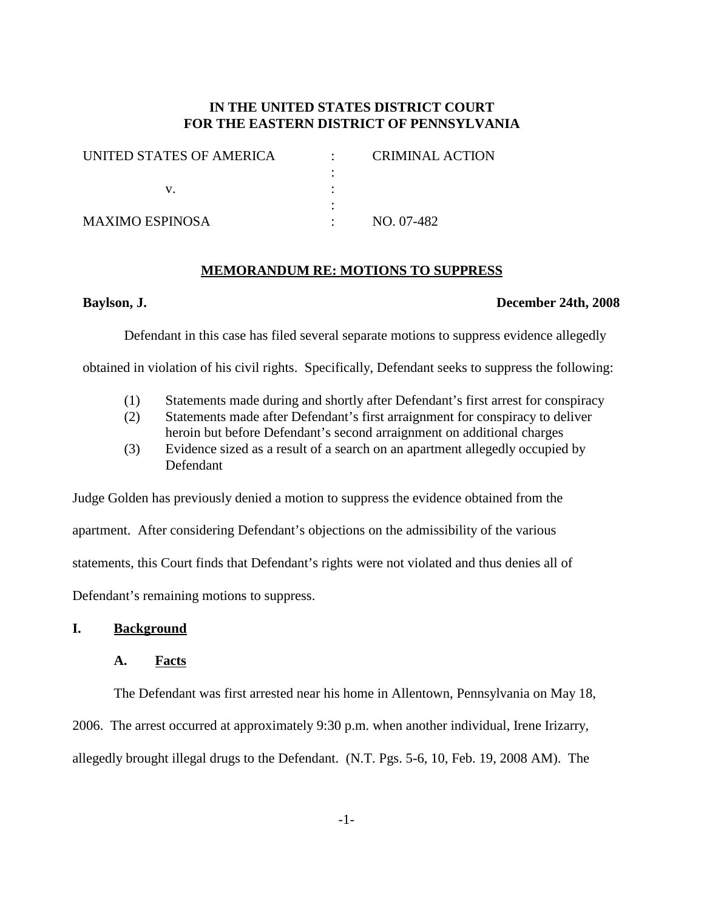**IN THE UNITED STATES DISTRICT COURT**
**FOR THE EASTERN DISTRICT OF PENNSYLVANIA**

| | | |
|---|---|---|
| UNITED STATES OF AMERICA | : | CRIMINAL ACTION |
| | : | |
| v. | : | |
| | : | |
| MAXIMO ESPINOSA | : | NO. 07-482 |

**MEMORANDUM RE: MOTIONS TO SUPPRESS**

**Baylson, J.** **December 24th, 2008**

Defendant in this case has filed several separate motions to suppress evidence allegedly obtained in violation of his civil rights. Specifically, Defendant seeks to suppress the following:

(1) Statements made during and shortly after Defendant's first arrest for conspiracy
(2) Statements made after Defendant's first arraignment for conspiracy to deliver heroin but before Defendant's second arraignment on additional charges
(3) Evidence sized as a result of a search on an apartment allegedly occupied by Defendant

Judge Golden has previously denied a motion to suppress the evidence obtained from the apartment. After considering Defendant's objections on the admissibility of the various statements, this Court finds that Defendant's rights were not violated and thus denies all of Defendant's remaining motions to suppress.

## I. Background

### A. Facts

The Defendant was first arrested near his home in Allentown, Pennsylvania on May 18, 2006. The arrest occurred at approximately 9:30 p.m. when another individual, Irene Irizarry, allegedly brought illegal drugs to the Defendant. (N.T. Pgs. 5-6, 10, Feb. 19, 2008 AM). The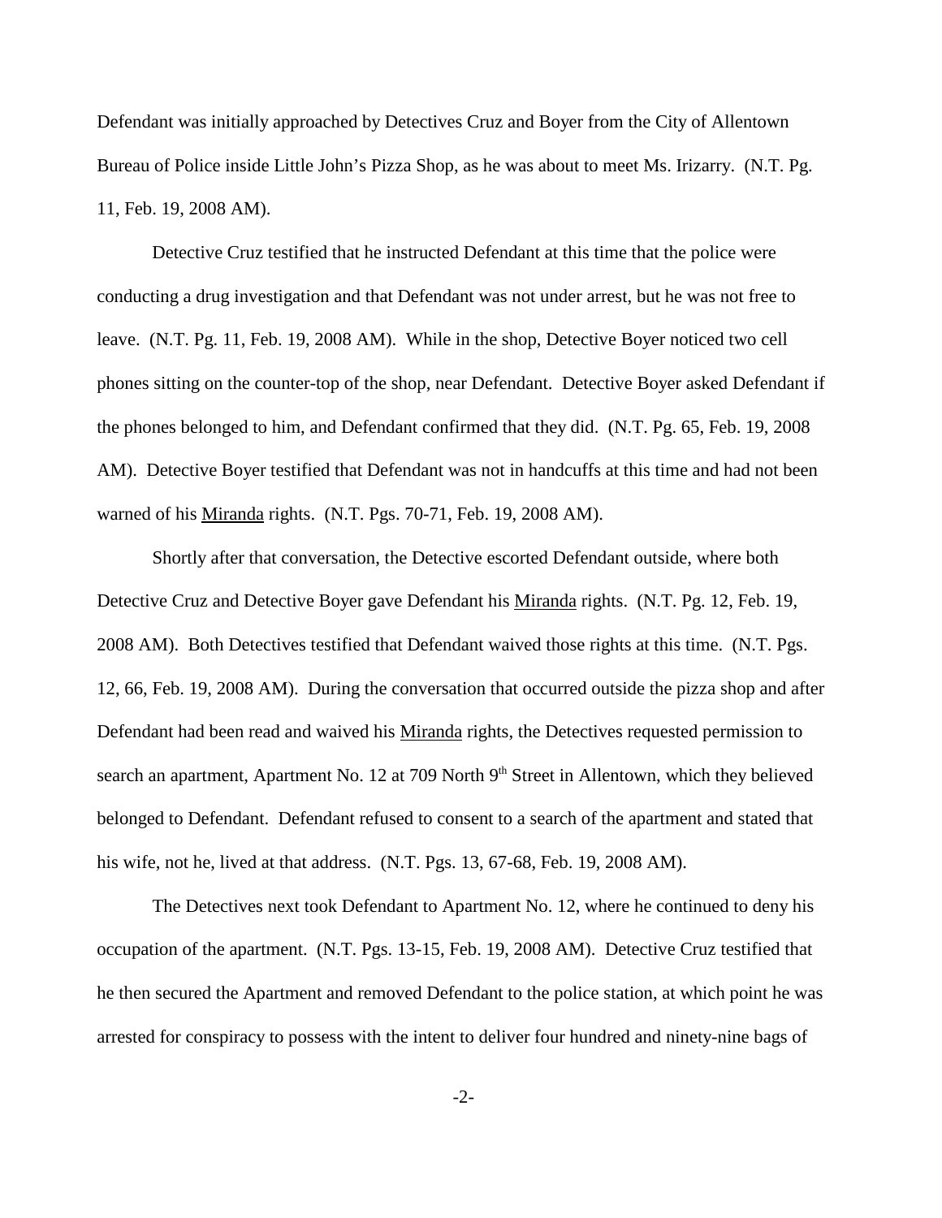Defendant was initially approached by Detectives Cruz and Boyer from the City of Allentown Bureau of Police inside Little John's Pizza Shop, as he was about to meet Ms. Irizarry. (N.T. Pg. 11, Feb. 19, 2008 AM).

Detective Cruz testified that he instructed Defendant at this time that the police were conducting a drug investigation and that Defendant was not under arrest, but he was not free to leave. (N.T. Pg. 11, Feb. 19, 2008 AM). While in the shop, Detective Boyer noticed two cell phones sitting on the counter-top of the shop, near Defendant. Detective Boyer asked Defendant if the phones belonged to him, and Defendant confirmed that they did. (N.T. Pg. 65, Feb. 19, 2008 AM). Detective Boyer testified that Defendant was not in handcuffs at this time and had not been warned of his Miranda rights. (N.T. Pgs. 70-71, Feb. 19, 2008 AM).

Shortly after that conversation, the Detective escorted Defendant outside, where both Detective Cruz and Detective Boyer gave Defendant his Miranda rights. (N.T. Pg. 12, Feb. 19, 2008 AM). Both Detectives testified that Defendant waived those rights at this time. (N.T. Pgs. 12, 66, Feb. 19, 2008 AM). During the conversation that occurred outside the pizza shop and after Defendant had been read and waived his Miranda rights, the Detectives requested permission to search an apartment, Apartment No. 12 at 709 North 9th Street in Allentown, which they believed belonged to Defendant. Defendant refused to consent to a search of the apartment and stated that his wife, not he, lived at that address. (N.T. Pgs. 13, 67-68, Feb. 19, 2008 AM).

The Detectives next took Defendant to Apartment No. 12, where he continued to deny his occupation of the apartment. (N.T. Pgs. 13-15, Feb. 19, 2008 AM). Detective Cruz testified that he then secured the Apartment and removed Defendant to the police station, at which point he was arrested for conspiracy to possess with the intent to deliver four hundred and ninety-nine bags of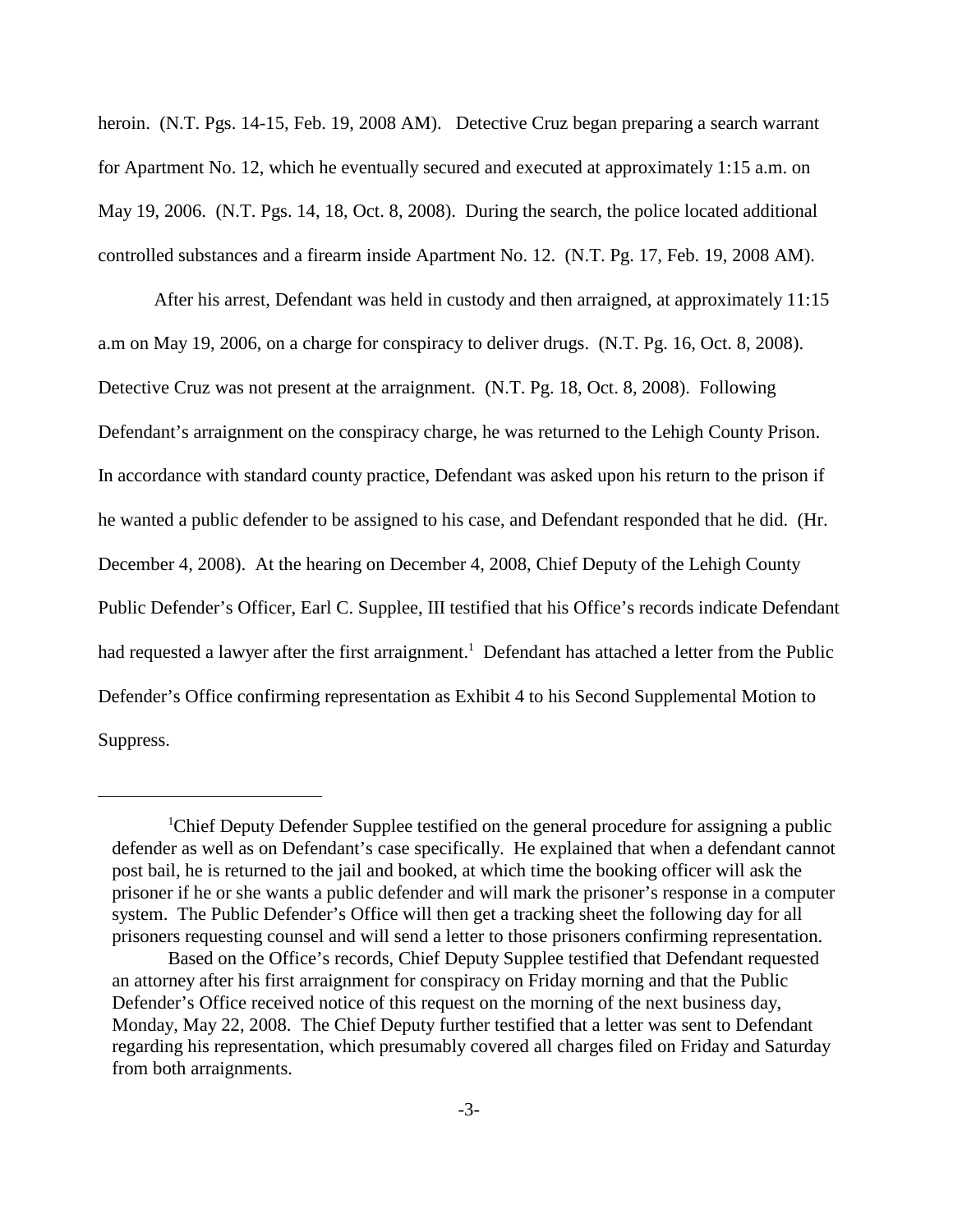heroin. (N.T. Pgs. 14-15, Feb. 19, 2008 AM). Detective Cruz began preparing a search warrant for Apartment No. 12, which he eventually secured and executed at approximately 1:15 a.m. on May 19, 2006. (N.T. Pgs. 14, 18, Oct. 8, 2008). During the search, the police located additional controlled substances and a firearm inside Apartment No. 12. (N.T. Pg. 17, Feb. 19, 2008 AM).

After his arrest, Defendant was held in custody and then arraigned, at approximately 11:15 a.m on May 19, 2006, on a charge for conspiracy to deliver drugs. (N.T. Pg. 16, Oct. 8, 2008). Detective Cruz was not present at the arraignment. (N.T. Pg. 18, Oct. 8, 2008). Following Defendant's arraignment on the conspiracy charge, he was returned to the Lehigh County Prison. In accordance with standard county practice, Defendant was asked upon his return to the prison if he wanted a public defender to be assigned to his case, and Defendant responded that he did. (Hr. December 4, 2008). At the hearing on December 4, 2008, Chief Deputy of the Lehigh County Public Defender's Officer, Earl C. Supplee, III testified that his Office's records indicate Defendant had requested a lawyer after the first arraignment.[1] Defendant has attached a letter from the Public Defender's Office confirming representation as Exhibit 4 to his Second Supplemental Motion to Suppress.

---

[1]Chief Deputy Defender Supplee testified on the general procedure for assigning a public defender as well as on Defendant's case specifically. He explained that when a defendant cannot post bail, he is returned to the jail and booked, at which time the booking officer will ask the prisoner if he or she wants a public defender and will mark the prisoner's response in a computer system. The Public Defender's Office will then get a tracking sheet the following day for all prisoners requesting counsel and will send a letter to those prisoners confirming representation.

Based on the Office's records, Chief Deputy Supplee testified that Defendant requested an attorney after his first arraignment for conspiracy on Friday morning and that the Public Defender's Office received notice of this request on the morning of the next business day, Monday, May 22, 2008. The Chief Deputy further testified that a letter was sent to Defendant regarding his representation, which presumably covered all charges filed on Friday and Saturday from both arraignments.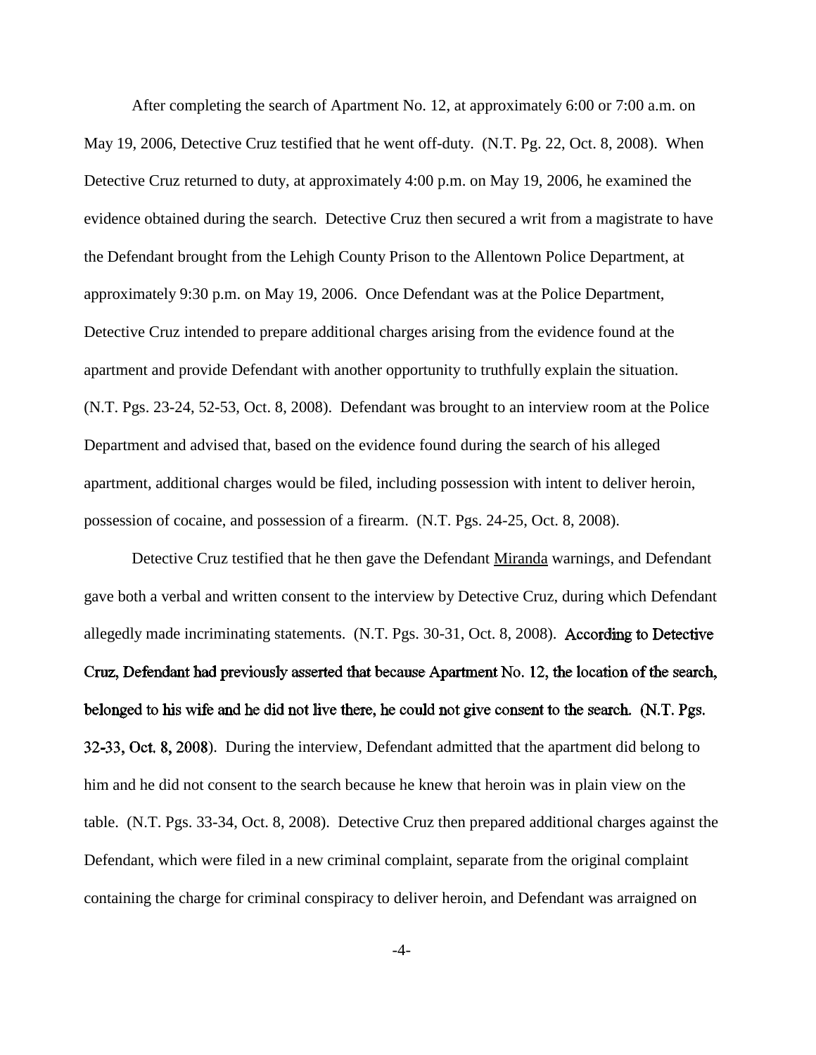After completing the search of Apartment No. 12, at approximately 6:00 or 7:00 a.m. on May 19, 2006, Detective Cruz testified that he went off-duty. (N.T. Pg. 22, Oct. 8, 2008). When Detective Cruz returned to duty, at approximately 4:00 p.m. on May 19, 2006, he examined the evidence obtained during the search. Detective Cruz then secured a writ from a magistrate to have the Defendant brought from the Lehigh County Prison to the Allentown Police Department, at approximately 9:30 p.m. on May 19, 2006. Once Defendant was at the Police Department, Detective Cruz intended to prepare additional charges arising from the evidence found at the apartment and provide Defendant with another opportunity to truthfully explain the situation. (N.T. Pgs. 23-24, 52-53, Oct. 8, 2008). Defendant was brought to an interview room at the Police Department and advised that, based on the evidence found during the search of his alleged apartment, additional charges would be filed, including possession with intent to deliver heroin, possession of cocaine, and possession of a firearm. (N.T. Pgs. 24-25, Oct. 8, 2008).

Detective Cruz testified that he then gave the Defendant Miranda warnings, and Defendant gave both a verbal and written consent to the interview by Detective Cruz, during which Defendant allegedly made incriminating statements. (N.T. Pgs. 30-31, Oct. 8, 2008). According to Detective Cruz, Defendant had previously asserted that because Apartment No. 12, the location of the search, belonged to his wife and he did not live there, he could not give consent to the search. (N.T. Pgs. 32-33, Oct. 8, 2008). During the interview, Defendant admitted that the apartment did belong to him and he did not consent to the search because he knew that heroin was in plain view on the table. (N.T. Pgs. 33-34, Oct. 8, 2008). Detective Cruz then prepared additional charges against the Defendant, which were filed in a new criminal complaint, separate from the original complaint containing the charge for criminal conspiracy to deliver heroin, and Defendant was arraigned on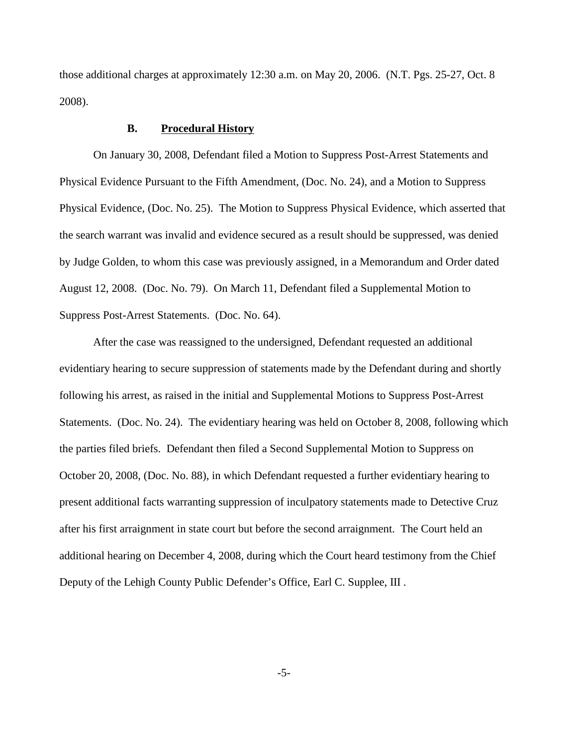those additional charges at approximately 12:30 a.m. on May 20, 2006. (N.T. Pgs. 25-27, Oct. 8 2008).

### B. Procedural History

On January 30, 2008, Defendant filed a Motion to Suppress Post-Arrest Statements and Physical Evidence Pursuant to the Fifth Amendment, (Doc. No. 24), and a Motion to Suppress Physical Evidence, (Doc. No. 25). The Motion to Suppress Physical Evidence, which asserted that the search warrant was invalid and evidence secured as a result should be suppressed, was denied by Judge Golden, to whom this case was previously assigned, in a Memorandum and Order dated August 12, 2008. (Doc. No. 79). On March 11, Defendant filed a Supplemental Motion to Suppress Post-Arrest Statements. (Doc. No. 64).

After the case was reassigned to the undersigned, Defendant requested an additional evidentiary hearing to secure suppression of statements made by the Defendant during and shortly following his arrest, as raised in the initial and Supplemental Motions to Suppress Post-Arrest Statements. (Doc. No. 24). The evidentiary hearing was held on October 8, 2008, following which the parties filed briefs. Defendant then filed a Second Supplemental Motion to Suppress on October 20, 2008, (Doc. No. 88), in which Defendant requested a further evidentiary hearing to present additional facts warranting suppression of inculpatory statements made to Detective Cruz after his first arraignment in state court but before the second arraignment. The Court held an additional hearing on December 4, 2008, during which the Court heard testimony from the Chief Deputy of the Lehigh County Public Defender's Office, Earl C. Supplee, III .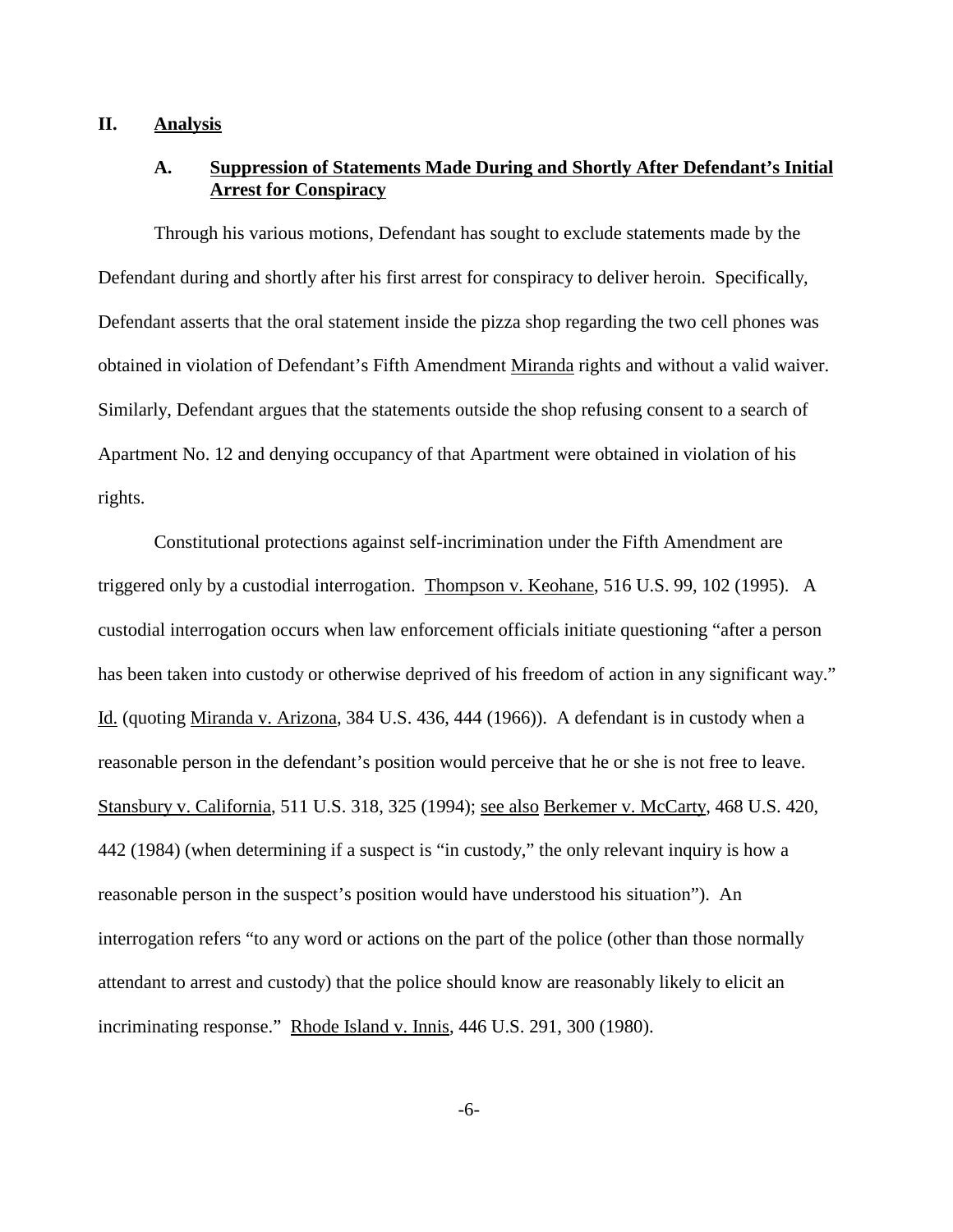## II. Analysis

### A. Suppression of Statements Made During and Shortly After Defendant's Initial Arrest for Conspiracy

Through his various motions, Defendant has sought to exclude statements made by the Defendant during and shortly after his first arrest for conspiracy to deliver heroin. Specifically, Defendant asserts that the oral statement inside the pizza shop regarding the two cell phones was obtained in violation of Defendant's Fifth Amendment Miranda rights and without a valid waiver. Similarly, Defendant argues that the statements outside the shop refusing consent to a search of Apartment No. 12 and denying occupancy of that Apartment were obtained in violation of his rights.

Constitutional protections against self-incrimination under the Fifth Amendment are triggered only by a custodial interrogation. Thompson v. Keohane, 516 U.S. 99, 102 (1995). A custodial interrogation occurs when law enforcement officials initiate questioning "after a person has been taken into custody or otherwise deprived of his freedom of action in any significant way." Id. (quoting Miranda v. Arizona, 384 U.S. 436, 444 (1966)). A defendant is in custody when a reasonable person in the defendant's position would perceive that he or she is not free to leave. Stansbury v. California, 511 U.S. 318, 325 (1994); see also Berkemer v. McCarty, 468 U.S. 420, 442 (1984) (when determining if a suspect is "in custody," the only relevant inquiry is how a reasonable person in the suspect's position would have understood his situation"). An interrogation refers "to any word or actions on the part of the police (other than those normally attendant to arrest and custody) that the police should know are reasonably likely to elicit an incriminating response." Rhode Island v. Innis, 446 U.S. 291, 300 (1980).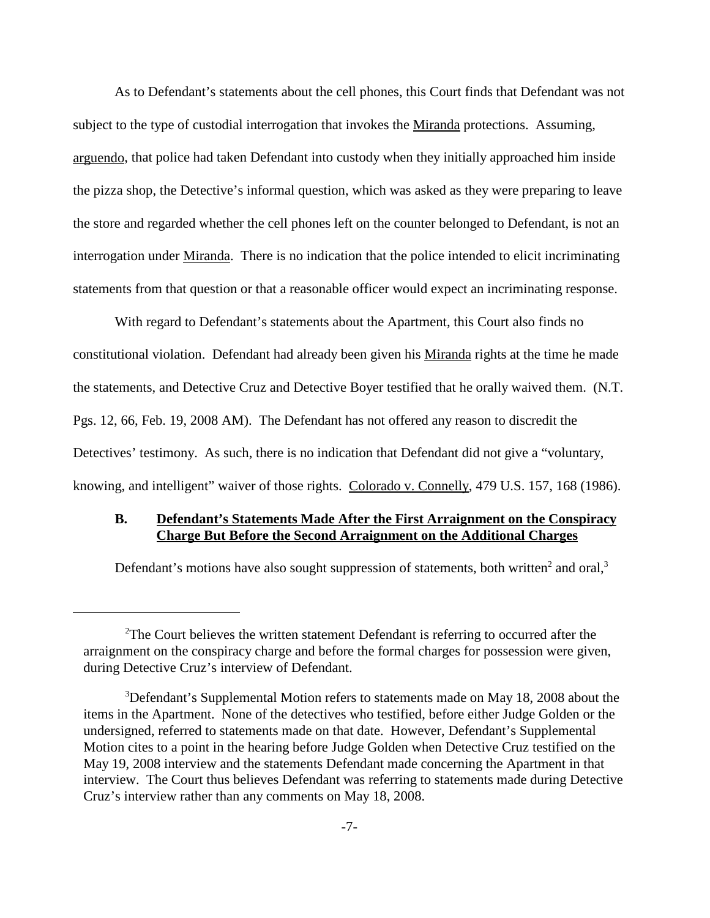As to Defendant's statements about the cell phones, this Court finds that Defendant was not subject to the type of custodial interrogation that invokes the Miranda protections. Assuming, arguendo, that police had taken Defendant into custody when they initially approached him inside the pizza shop, the Detective's informal question, which was asked as they were preparing to leave the store and regarded whether the cell phones left on the counter belonged to Defendant, is not an interrogation under Miranda. There is no indication that the police intended to elicit incriminating statements from that question or that a reasonable officer would expect an incriminating response.

With regard to Defendant's statements about the Apartment, this Court also finds no constitutional violation. Defendant had already been given his Miranda rights at the time he made the statements, and Detective Cruz and Detective Boyer testified that he orally waived them. (N.T. Pgs. 12, 66, Feb. 19, 2008 AM). The Defendant has not offered any reason to discredit the Detectives' testimony. As such, there is no indication that Defendant did not give a "voluntary, knowing, and intelligent" waiver of those rights. Colorado v. Connelly, 479 U.S. 157, 168 (1986).

### B. Defendant's Statements Made After the First Arraignment on the Conspiracy Charge But Before the Second Arraignment on the Additional Charges

Defendant's motions have also sought suppression of statements, both written[2] and oral,[3]

---

[2] The Court believes the written statement Defendant is referring to occurred after the arraignment on the conspiracy charge and before the formal charges for possession were given, during Detective Cruz's interview of Defendant.

[3] Defendant's Supplemental Motion refers to statements made on May 18, 2008 about the items in the Apartment. None of the detectives who testified, before either Judge Golden or the undersigned, referred to statements made on that date. However, Defendant's Supplemental Motion cites to a point in the hearing before Judge Golden when Detective Cruz testified on the May 19, 2008 interview and the statements Defendant made concerning the Apartment in that interview. The Court thus believes Defendant was referring to statements made during Detective Cruz's interview rather than any comments on May 18, 2008.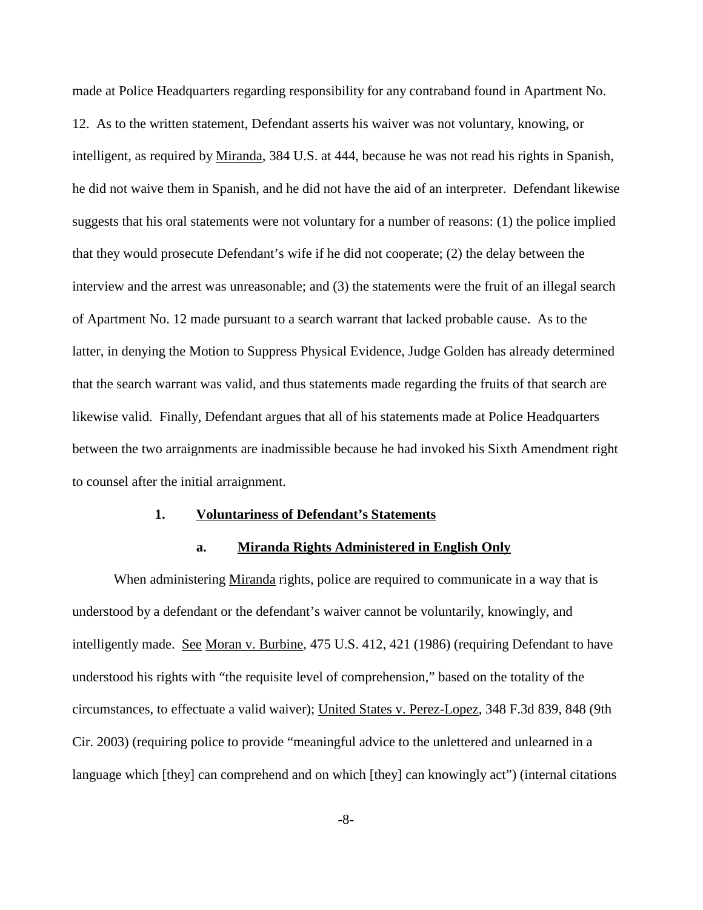made at Police Headquarters regarding responsibility for any contraband found in Apartment No. 12. As to the written statement, Defendant asserts his waiver was not voluntary, knowing, or intelligent, as required by Miranda, 384 U.S. at 444, because he was not read his rights in Spanish, he did not waive them in Spanish, and he did not have the aid of an interpreter. Defendant likewise suggests that his oral statements were not voluntary for a number of reasons: (1) the police implied that they would prosecute Defendant's wife if he did not cooperate; (2) the delay between the interview and the arrest was unreasonable; and (3) the statements were the fruit of an illegal search of Apartment No. 12 made pursuant to a search warrant that lacked probable cause. As to the latter, in denying the Motion to Suppress Physical Evidence, Judge Golden has already determined that the search warrant was valid, and thus statements made regarding the fruits of that search are likewise valid. Finally, Defendant argues that all of his statements made at Police Headquarters between the two arraignments are inadmissible because he had invoked his Sixth Amendment right to counsel after the initial arraignment.

### 1. Voluntariness of Defendant's Statements

#### a. Miranda Rights Administered in English Only

When administering Miranda rights, police are required to communicate in a way that is understood by a defendant or the defendant's waiver cannot be voluntarily, knowingly, and intelligently made. See Moran v. Burbine, 475 U.S. 412, 421 (1986) (requiring Defendant to have understood his rights with "the requisite level of comprehension," based on the totality of the circumstances, to effectuate a valid waiver); United States v. Perez-Lopez, 348 F.3d 839, 848 (9th Cir. 2003) (requiring police to provide "meaningful advice to the unlettered and unlearned in a language which [they] can comprehend and on which [they] can knowingly act") (internal citations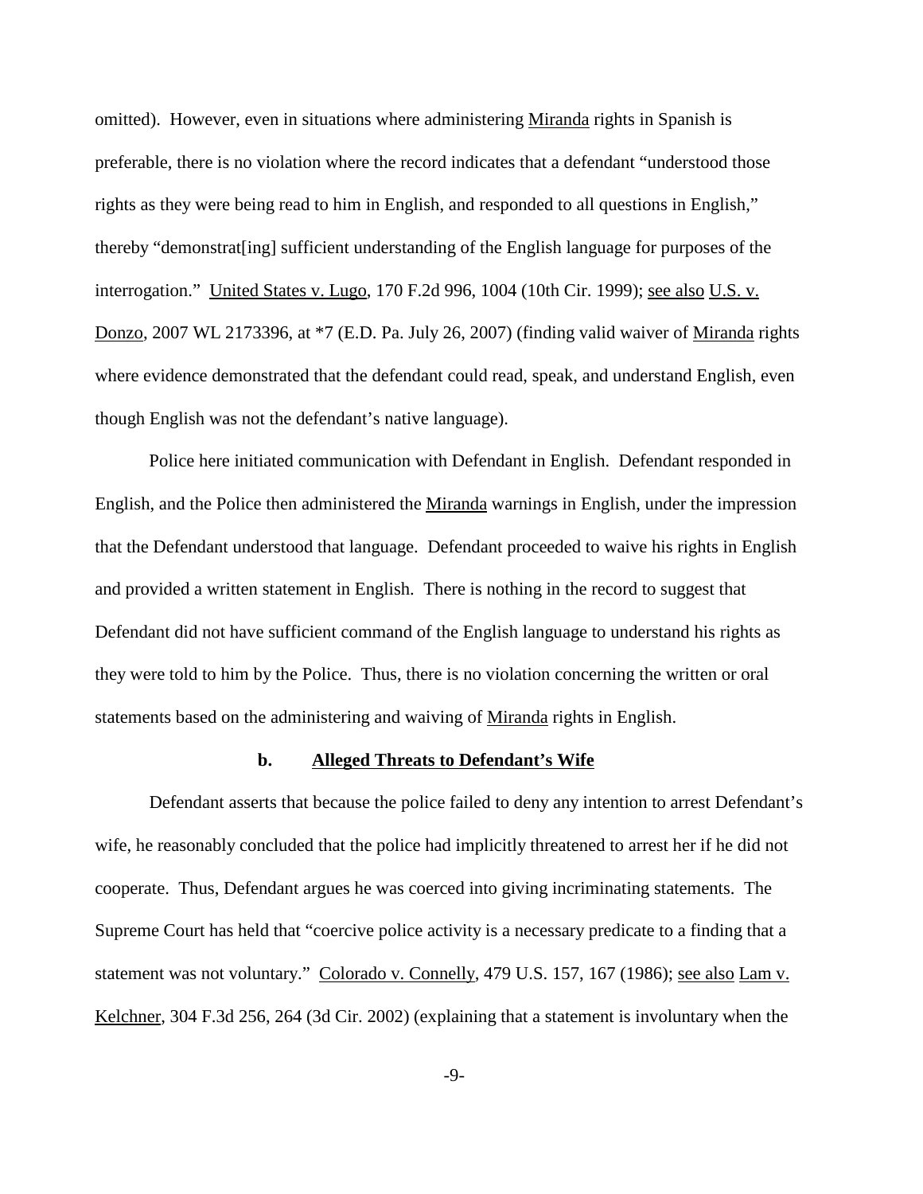omitted). However, even in situations where administering Miranda rights in Spanish is preferable, there is no violation where the record indicates that a defendant "understood those rights as they were being read to him in English, and responded to all questions in English," thereby "demonstrat[ing] sufficient understanding of the English language for purposes of the interrogation." United States v. Lugo, 170 F.2d 996, 1004 (10th Cir. 1999); see also U.S. v. Donzo, 2007 WL 2173396, at *7 (E.D. Pa. July 26, 2007) (finding valid waiver of Miranda rights where evidence demonstrated that the defendant could read, speak, and understand English, even though English was not the defendant's native language).

Police here initiated communication with Defendant in English. Defendant responded in English, and the Police then administered the Miranda warnings in English, under the impression that the Defendant understood that language. Defendant proceeded to waive his rights in English and provided a written statement in English. There is nothing in the record to suggest that Defendant did not have sufficient command of the English language to understand his rights as they were told to him by the Police. Thus, there is no violation concerning the written or oral statements based on the administering and waiving of Miranda rights in English.

#### b. Alleged Threats to Defendant's Wife

Defendant asserts that because the police failed to deny any intention to arrest Defendant's wife, he reasonably concluded that the police had implicitly threatened to arrest her if he did not cooperate. Thus, Defendant argues he was coerced into giving incriminating statements. The Supreme Court has held that "coercive police activity is a necessary predicate to a finding that a statement was not voluntary." Colorado v. Connelly, 479 U.S. 157, 167 (1986); see also Lam v. Kelchner, 304 F.3d 256, 264 (3d Cir. 2002) (explaining that a statement is involuntary when the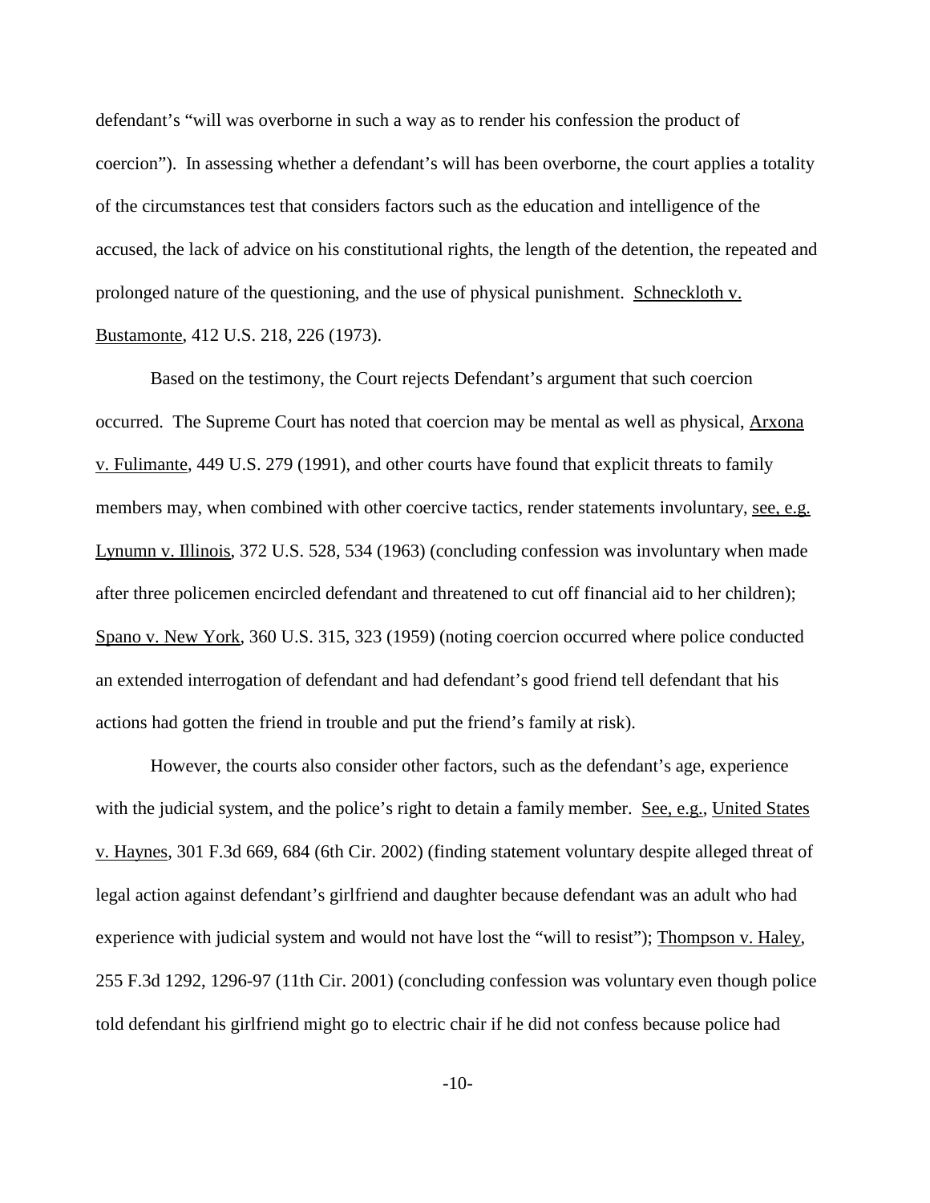defendant's "will was overborne in such a way as to render his confession the product of coercion"). In assessing whether a defendant's will has been overborne, the court applies a totality of the circumstances test that considers factors such as the education and intelligence of the accused, the lack of advice on his constitutional rights, the length of the detention, the repeated and prolonged nature of the questioning, and the use of physical punishment. Schneckloth v. Bustamonte, 412 U.S. 218, 226 (1973).

Based on the testimony, the Court rejects Defendant's argument that such coercion occurred. The Supreme Court has noted that coercion may be mental as well as physical, Arxona v. Fulimante, 449 U.S. 279 (1991), and other courts have found that explicit threats to family members may, when combined with other coercive tactics, render statements involuntary, see, e.g. Lynumn v. Illinois, 372 U.S. 528, 534 (1963) (concluding confession was involuntary when made after three policemen encircled defendant and threatened to cut off financial aid to her children); Spano v. New York, 360 U.S. 315, 323 (1959) (noting coercion occurred where police conducted an extended interrogation of defendant and had defendant's good friend tell defendant that his actions had gotten the friend in trouble and put the friend's family at risk).

However, the courts also consider other factors, such as the defendant's age, experience with the judicial system, and the police's right to detain a family member. See, e.g., United States v. Haynes, 301 F.3d 669, 684 (6th Cir. 2002) (finding statement voluntary despite alleged threat of legal action against defendant's girlfriend and daughter because defendant was an adult who had experience with judicial system and would not have lost the "will to resist"); Thompson v. Haley, 255 F.3d 1292, 1296-97 (11th Cir. 2001) (concluding confession was voluntary even though police told defendant his girlfriend might go to electric chair if he did not confess because police had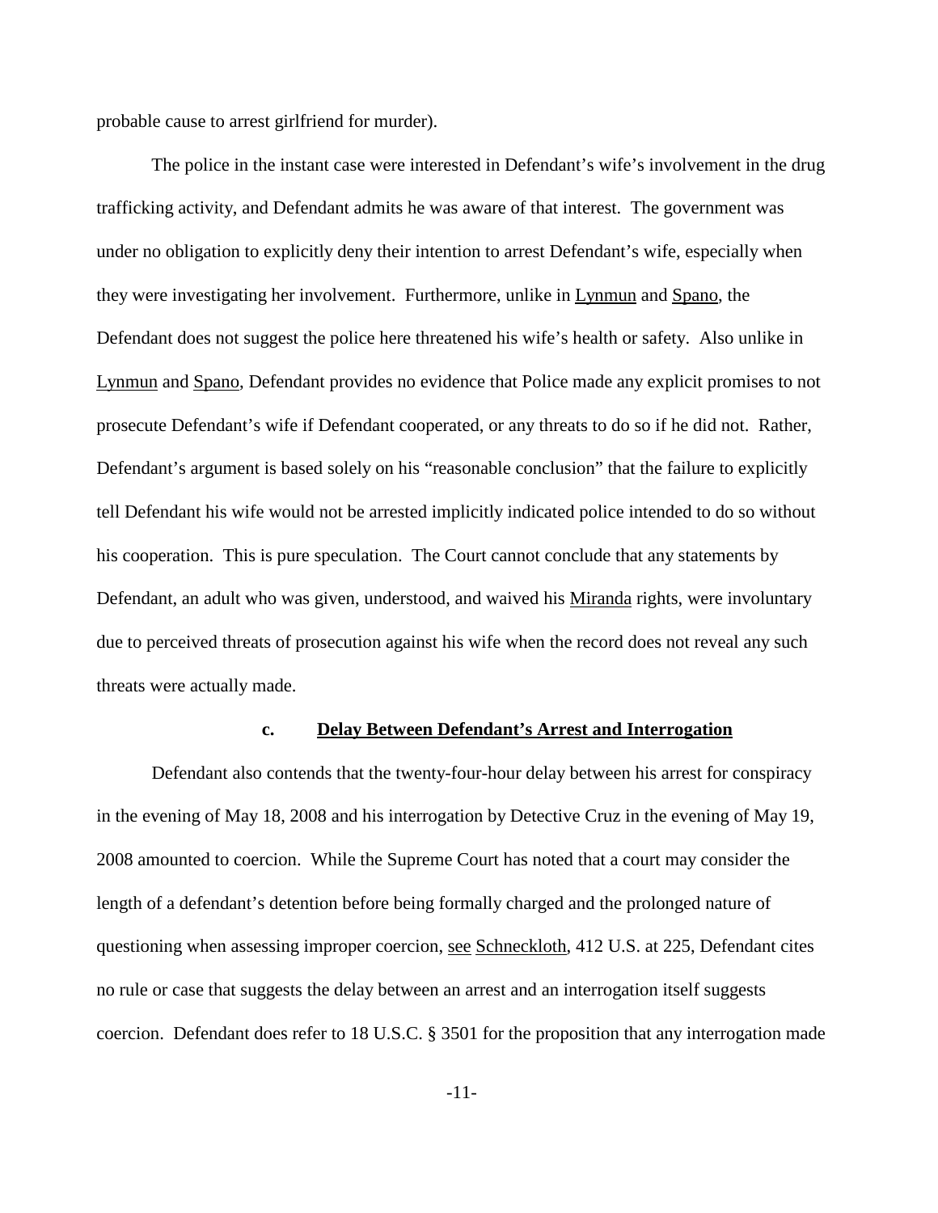probable cause to arrest girlfriend for murder).

The police in the instant case were interested in Defendant's wife's involvement in the drug trafficking activity, and Defendant admits he was aware of that interest. The government was under no obligation to explicitly deny their intention to arrest Defendant's wife, especially when they were investigating her involvement. Furthermore, unlike in Lynmun and Spano, the Defendant does not suggest the police here threatened his wife's health or safety. Also unlike in Lynmun and Spano, Defendant provides no evidence that Police made any explicit promises to not prosecute Defendant's wife if Defendant cooperated, or any threats to do so if he did not. Rather, Defendant's argument is based solely on his "reasonable conclusion" that the failure to explicitly tell Defendant his wife would not be arrested implicitly indicated police intended to do so without his cooperation. This is pure speculation. The Court cannot conclude that any statements by Defendant, an adult who was given, understood, and waived his Miranda rights, were involuntary due to perceived threats of prosecution against his wife when the record does not reveal any such threats were actually made.

#### c. Delay Between Defendant's Arrest and Interrogation

Defendant also contends that the twenty-four-hour delay between his arrest for conspiracy in the evening of May 18, 2008 and his interrogation by Detective Cruz in the evening of May 19, 2008 amounted to coercion. While the Supreme Court has noted that a court may consider the length of a defendant's detention before being formally charged and the prolonged nature of questioning when assessing improper coercion, see Schneckloth, 412 U.S. at 225, Defendant cites no rule or case that suggests the delay between an arrest and an interrogation itself suggests coercion. Defendant does refer to 18 U.S.C. § 3501 for the proposition that any interrogation made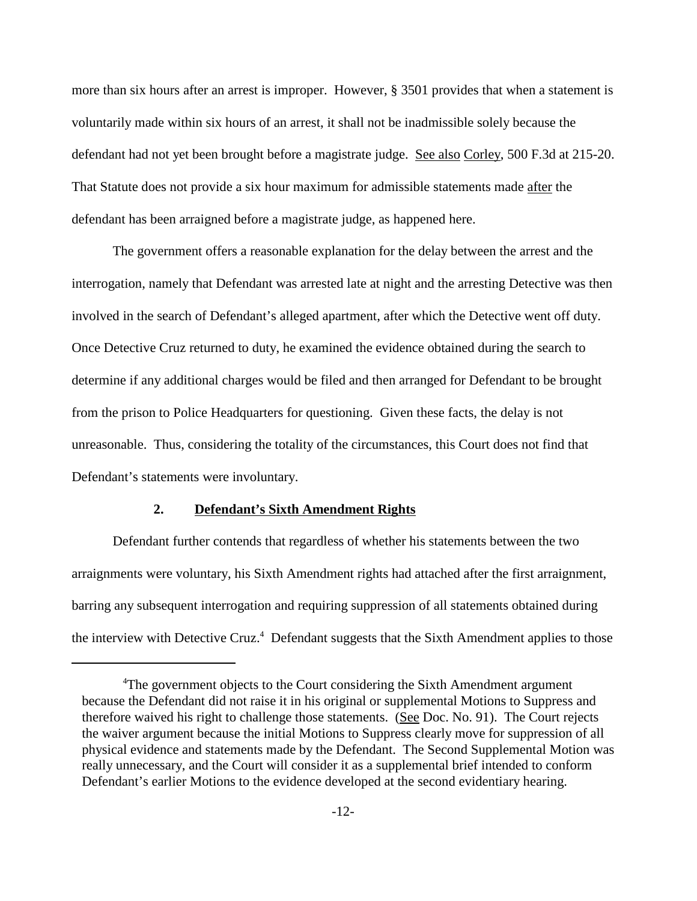more than six hours after an arrest is improper. However, § 3501 provides that when a statement is voluntarily made within six hours of an arrest, it shall not be inadmissible solely because the defendant had not yet been brought before a magistrate judge. See also Corley, 500 F.3d at 215-20. That Statute does not provide a six hour maximum for admissible statements made after the defendant has been arraigned before a magistrate judge, as happened here.

The government offers a reasonable explanation for the delay between the arrest and the interrogation, namely that Defendant was arrested late at night and the arresting Detective was then involved in the search of Defendant's alleged apartment, after which the Detective went off duty. Once Detective Cruz returned to duty, he examined the evidence obtained during the search to determine if any additional charges would be filed and then arranged for Defendant to be brought from the prison to Police Headquarters for questioning. Given these facts, the delay is not unreasonable. Thus, considering the totality of the circumstances, this Court does not find that Defendant's statements were involuntary.

### 2. Defendant's Sixth Amendment Rights

Defendant further contends that regardless of whether his statements between the two arraignments were voluntary, his Sixth Amendment rights had attached after the first arraignment, barring any subsequent interrogation and requiring suppression of all statements obtained during the interview with Detective Cruz.[4] Defendant suggests that the Sixth Amendment applies to those

---

[4]The government objects to the Court considering the Sixth Amendment argument because the Defendant did not raise it in his original or supplemental Motions to Suppress and therefore waived his right to challenge those statements. (See Doc. No. 91). The Court rejects the waiver argument because the initial Motions to Suppress clearly move for suppression of all physical evidence and statements made by the Defendant. The Second Supplemental Motion was really unnecessary, and the Court will consider it as a supplemental brief intended to conform Defendant's earlier Motions to the evidence developed at the second evidentiary hearing.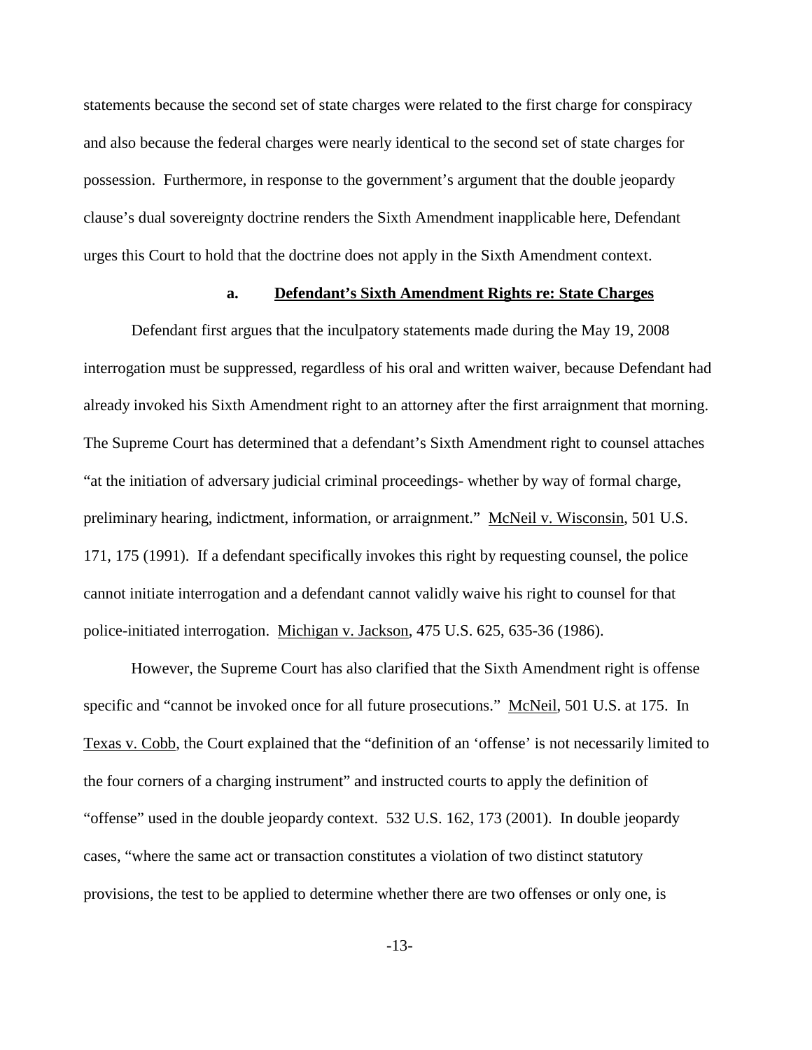statements because the second set of state charges were related to the first charge for conspiracy and also because the federal charges were nearly identical to the second set of state charges for possession. Furthermore, in response to the government's argument that the double jeopardy clause's dual sovereignty doctrine renders the Sixth Amendment inapplicable here, Defendant urges this Court to hold that the doctrine does not apply in the Sixth Amendment context.

#### a. Defendant's Sixth Amendment Rights re: State Charges

Defendant first argues that the inculpatory statements made during the May 19, 2008 interrogation must be suppressed, regardless of his oral and written waiver, because Defendant had already invoked his Sixth Amendment right to an attorney after the first arraignment that morning. The Supreme Court has determined that a defendant's Sixth Amendment right to counsel attaches "at the initiation of adversary judicial criminal proceedings- whether by way of formal charge, preliminary hearing, indictment, information, or arraignment." McNeil v. Wisconsin, 501 U.S. 171, 175 (1991). If a defendant specifically invokes this right by requesting counsel, the police cannot initiate interrogation and a defendant cannot validly waive his right to counsel for that police-initiated interrogation. Michigan v. Jackson, 475 U.S. 625, 635-36 (1986).

However, the Supreme Court has also clarified that the Sixth Amendment right is offense specific and "cannot be invoked once for all future prosecutions." McNeil, 501 U.S. at 175. In Texas v. Cobb, the Court explained that the "definition of an 'offense' is not necessarily limited to the four corners of a charging instrument" and instructed courts to apply the definition of "offense" used in the double jeopardy context. 532 U.S. 162, 173 (2001). In double jeopardy cases, "where the same act or transaction constitutes a violation of two distinct statutory provisions, the test to be applied to determine whether there are two offenses or only one, is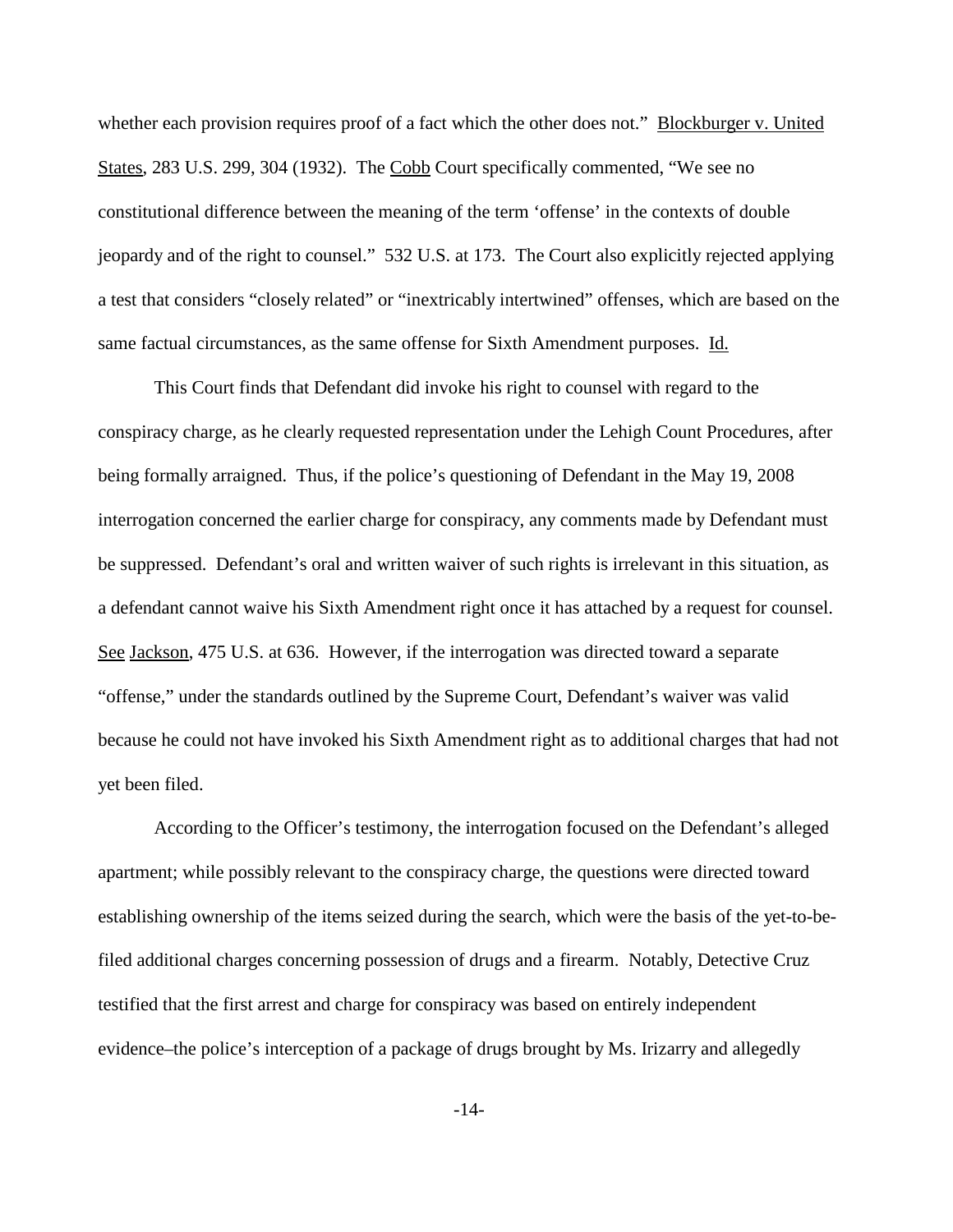whether each provision requires proof of a fact which the other does not." Blockburger v. United States, 283 U.S. 299, 304 (1932). The Cobb Court specifically commented, "We see no constitutional difference between the meaning of the term 'offense' in the contexts of double jeopardy and of the right to counsel." 532 U.S. at 173. The Court also explicitly rejected applying a test that considers "closely related" or "inextricably intertwined" offenses, which are based on the same factual circumstances, as the same offense for Sixth Amendment purposes. Id.

This Court finds that Defendant did invoke his right to counsel with regard to the conspiracy charge, as he clearly requested representation under the Lehigh Count Procedures, after being formally arraigned. Thus, if the police's questioning of Defendant in the May 19, 2008 interrogation concerned the earlier charge for conspiracy, any comments made by Defendant must be suppressed. Defendant's oral and written waiver of such rights is irrelevant in this situation, as a defendant cannot waive his Sixth Amendment right once it has attached by a request for counsel. See Jackson, 475 U.S. at 636. However, if the interrogation was directed toward a separate "offense," under the standards outlined by the Supreme Court, Defendant's waiver was valid because he could not have invoked his Sixth Amendment right as to additional charges that had not yet been filed.

According to the Officer's testimony, the interrogation focused on the Defendant's alleged apartment; while possibly relevant to the conspiracy charge, the questions were directed toward establishing ownership of the items seized during the search, which were the basis of the yet-to-be-filed additional charges concerning possession of drugs and a firearm. Notably, Detective Cruz testified that the first arrest and charge for conspiracy was based on entirely independent evidence–the police's interception of a package of drugs brought by Ms. Irizarry and allegedly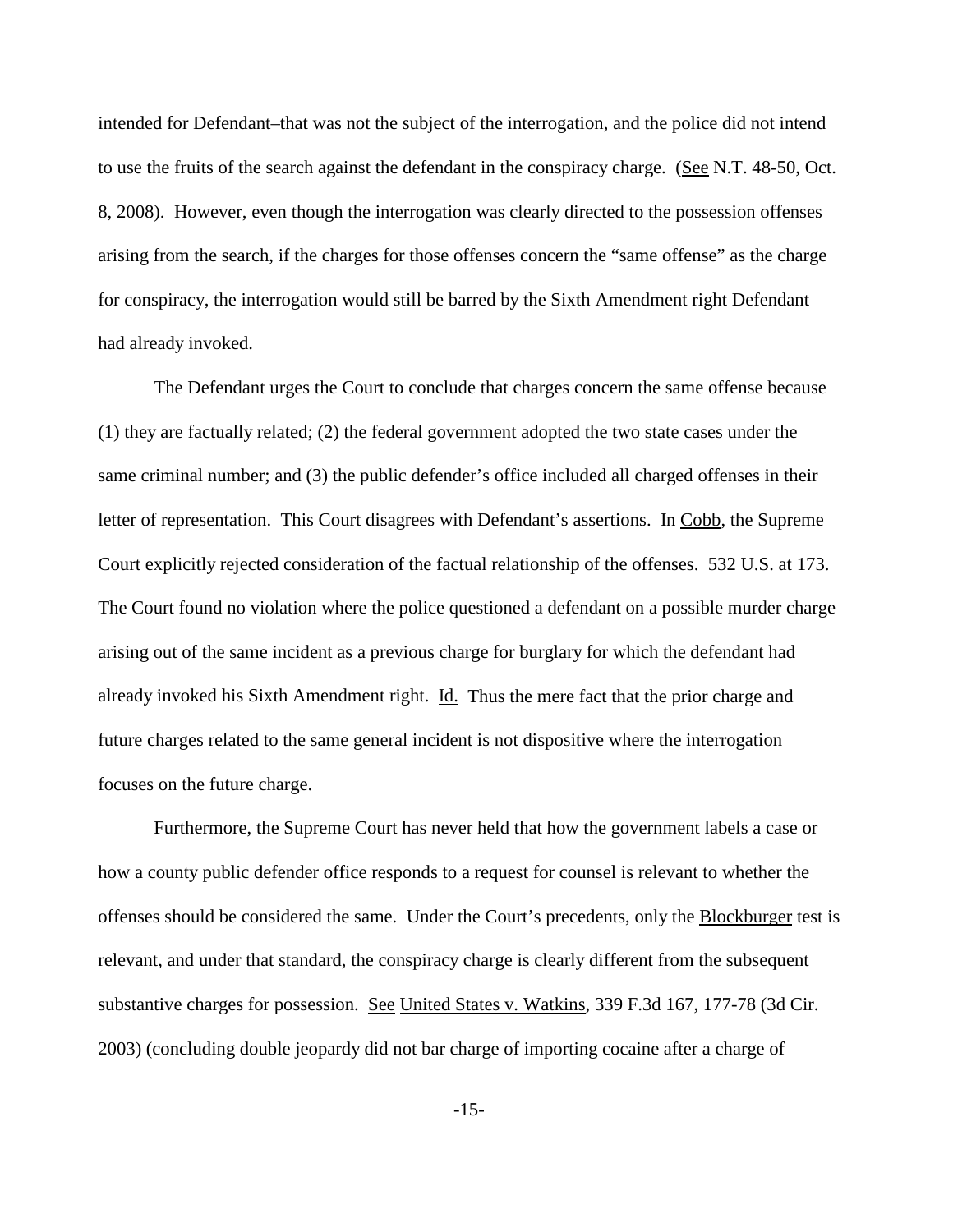intended for Defendant–that was not the subject of the interrogation, and the police did not intend to use the fruits of the search against the defendant in the conspiracy charge. (See N.T. 48-50, Oct. 8, 2008). However, even though the interrogation was clearly directed to the possession offenses arising from the search, if the charges for those offenses concern the "same offense" as the charge for conspiracy, the interrogation would still be barred by the Sixth Amendment right Defendant had already invoked.

The Defendant urges the Court to conclude that charges concern the same offense because (1) they are factually related; (2) the federal government adopted the two state cases under the same criminal number; and (3) the public defender's office included all charged offenses in their letter of representation. This Court disagrees with Defendant's assertions. In Cobb, the Supreme Court explicitly rejected consideration of the factual relationship of the offenses. 532 U.S. at 173. The Court found no violation where the police questioned a defendant on a possible murder charge arising out of the same incident as a previous charge for burglary for which the defendant had already invoked his Sixth Amendment right. Id. Thus the mere fact that the prior charge and future charges related to the same general incident is not dispositive where the interrogation focuses on the future charge.

Furthermore, the Supreme Court has never held that how the government labels a case or how a county public defender office responds to a request for counsel is relevant to whether the offenses should be considered the same. Under the Court's precedents, only the Blockburger test is relevant, and under that standard, the conspiracy charge is clearly different from the subsequent substantive charges for possession. See United States v. Watkins, 339 F.3d 167, 177-78 (3d Cir. 2003) (concluding double jeopardy did not bar charge of importing cocaine after a charge of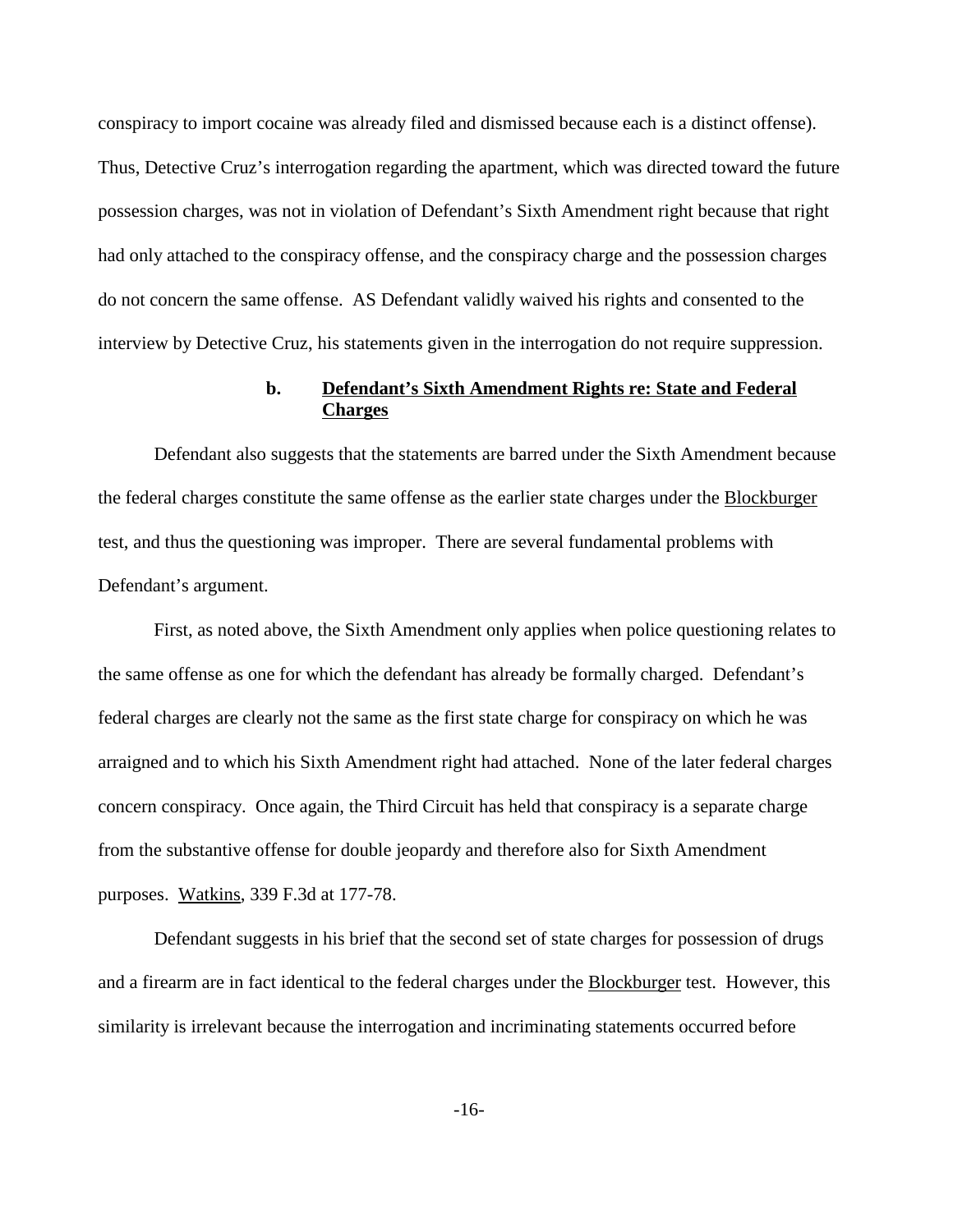conspiracy to import cocaine was already filed and dismissed because each is a distinct offense). Thus, Detective Cruz's interrogation regarding the apartment, which was directed toward the future possession charges, was not in violation of Defendant's Sixth Amendment right because that right had only attached to the conspiracy offense, and the conspiracy charge and the possession charges do not concern the same offense. AS Defendant validly waived his rights and consented to the interview by Detective Cruz, his statements given in the interrogation do not require suppression.

**b. Defendant's Sixth Amendment Rights re: State and Federal Charges**

Defendant also suggests that the statements are barred under the Sixth Amendment because the federal charges constitute the same offense as the earlier state charges under the Blockburger test, and thus the questioning was improper. There are several fundamental problems with Defendant's argument.

First, as noted above, the Sixth Amendment only applies when police questioning relates to the same offense as one for which the defendant has already be formally charged. Defendant's federal charges are clearly not the same as the first state charge for conspiracy on which he was arraigned and to which his Sixth Amendment right had attached. None of the later federal charges concern conspiracy. Once again, the Third Circuit has held that conspiracy is a separate charge from the substantive offense for double jeopardy and therefore also for Sixth Amendment purposes. Watkins, 339 F.3d at 177-78.

Defendant suggests in his brief that the second set of state charges for possession of drugs and a firearm are in fact identical to the federal charges under the Blockburger test. However, this similarity is irrelevant because the interrogation and incriminating statements occurred before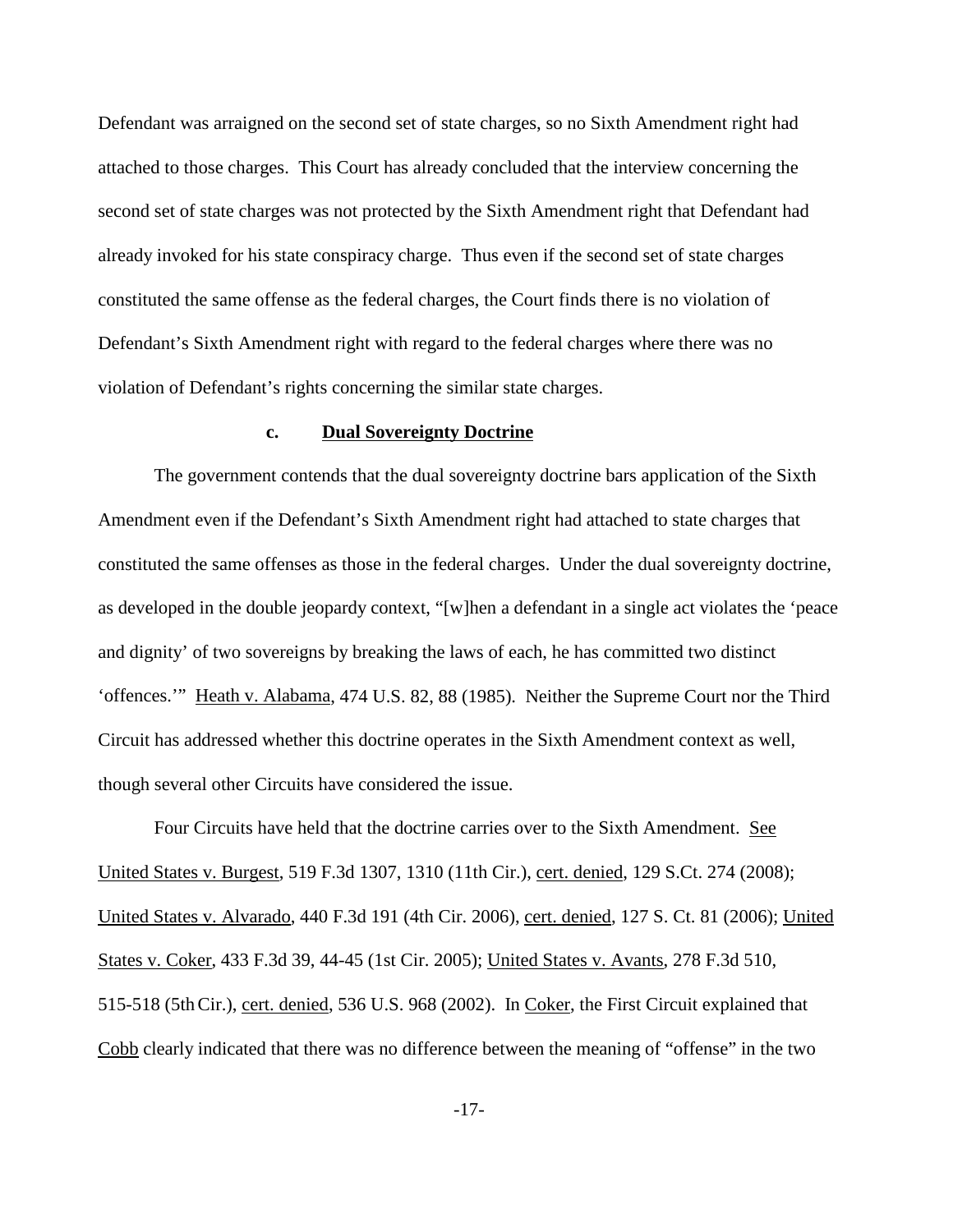Defendant was arraigned on the second set of state charges, so no Sixth Amendment right had attached to those charges. This Court has already concluded that the interview concerning the second set of state charges was not protected by the Sixth Amendment right that Defendant had already invoked for his state conspiracy charge. Thus even if the second set of state charges constituted the same offense as the federal charges, the Court finds there is no violation of Defendant's Sixth Amendment right with regard to the federal charges where there was no violation of Defendant's rights concerning the similar state charges.

**c. Dual Sovereignty Doctrine**

The government contends that the dual sovereignty doctrine bars application of the Sixth Amendment even if the Defendant's Sixth Amendment right had attached to state charges that constituted the same offenses as those in the federal charges. Under the dual sovereignty doctrine, as developed in the double jeopardy context, "[w]hen a defendant in a single act violates the 'peace and dignity' of two sovereigns by breaking the laws of each, he has committed two distinct 'offences.'" Heath v. Alabama, 474 U.S. 82, 88 (1985). Neither the Supreme Court nor the Third Circuit has addressed whether this doctrine operates in the Sixth Amendment context as well, though several other Circuits have considered the issue.

Four Circuits have held that the doctrine carries over to the Sixth Amendment. See United States v. Burgest, 519 F.3d 1307, 1310 (11th Cir.), cert. denied, 129 S.Ct. 274 (2008); United States v. Alvarado, 440 F.3d 191 (4th Cir. 2006), cert. denied, 127 S. Ct. 81 (2006); United States v. Coker, 433 F.3d 39, 44-45 (1st Cir. 2005); United States v. Avants, 278 F.3d 510, 515-518 (5th Cir.), cert. denied, 536 U.S. 968 (2002). In Coker, the First Circuit explained that Cobb clearly indicated that there was no difference between the meaning of "offense" in the two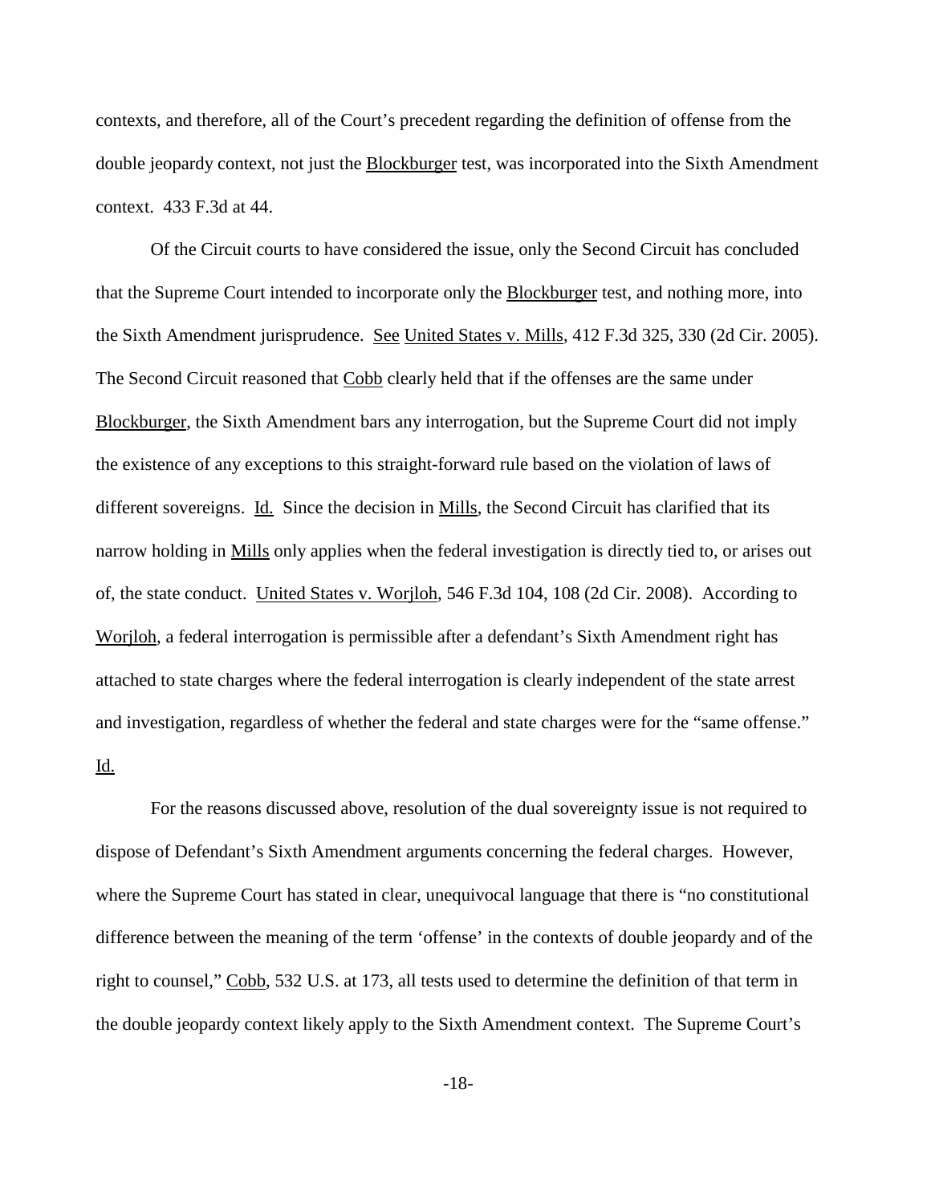contexts, and therefore, all of the Court's precedent regarding the definition of offense from the double jeopardy context, not just the Blockburger test, was incorporated into the Sixth Amendment context. 433 F.3d at 44.

Of the Circuit courts to have considered the issue, only the Second Circuit has concluded that the Supreme Court intended to incorporate only the Blockburger test, and nothing more, into the Sixth Amendment jurisprudence. See United States v. Mills, 412 F.3d 325, 330 (2d Cir. 2005). The Second Circuit reasoned that Cobb clearly held that if the offenses are the same under Blockburger, the Sixth Amendment bars any interrogation, but the Supreme Court did not imply the existence of any exceptions to this straight-forward rule based on the violation of laws of different sovereigns. Id. Since the decision in Mills, the Second Circuit has clarified that its narrow holding in Mills only applies when the federal investigation is directly tied to, or arises out of, the state conduct. United States v. Worjloh, 546 F.3d 104, 108 (2d Cir. 2008). According to Worjloh, a federal interrogation is permissible after a defendant's Sixth Amendment right has attached to state charges where the federal interrogation is clearly independent of the state arrest and investigation, regardless of whether the federal and state charges were for the "same offense." Id.

For the reasons discussed above, resolution of the dual sovereignty issue is not required to dispose of Defendant's Sixth Amendment arguments concerning the federal charges. However, where the Supreme Court has stated in clear, unequivocal language that there is "no constitutional difference between the meaning of the term 'offense' in the contexts of double jeopardy and of the right to counsel," Cobb, 532 U.S. at 173, all tests used to determine the definition of that term in the double jeopardy context likely apply to the Sixth Amendment context. The Supreme Court's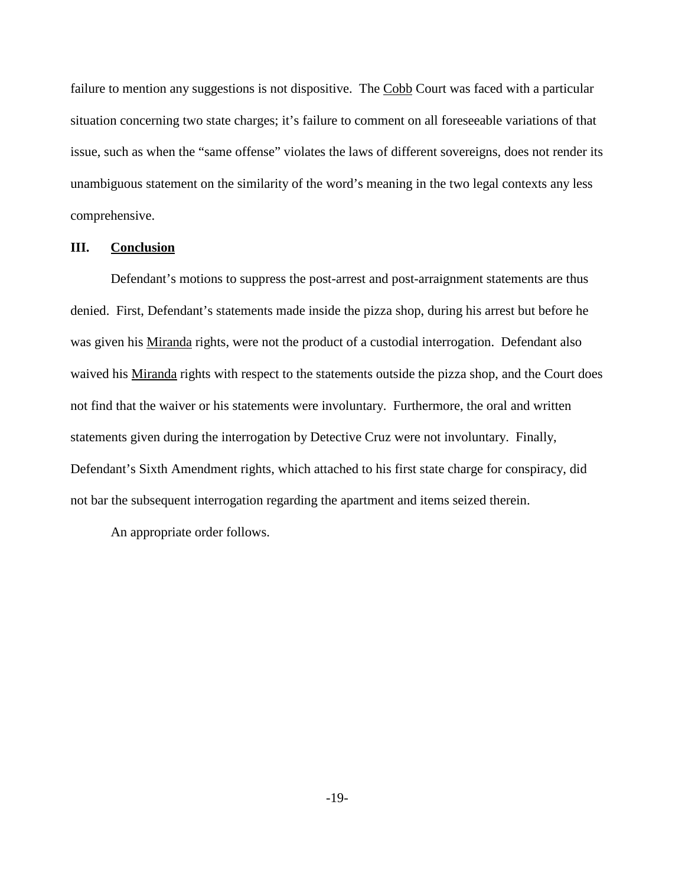failure to mention any suggestions is not dispositive. The Cobb Court was faced with a particular situation concerning two state charges; it's failure to comment on all foreseeable variations of that issue, such as when the "same offense" violates the laws of different sovereigns, does not render its unambiguous statement on the similarity of the word's meaning in the two legal contexts any less comprehensive.

## III. Conclusion

Defendant's motions to suppress the post-arrest and post-arraignment statements are thus denied. First, Defendant's statements made inside the pizza shop, during his arrest but before he was given his Miranda rights, were not the product of a custodial interrogation. Defendant also waived his Miranda rights with respect to the statements outside the pizza shop, and the Court does not find that the waiver or his statements were involuntary. Furthermore, the oral and written statements given during the interrogation by Detective Cruz were not involuntary. Finally, Defendant's Sixth Amendment rights, which attached to his first state charge for conspiracy, did not bar the subsequent interrogation regarding the apartment and items seized therein.

An appropriate order follows.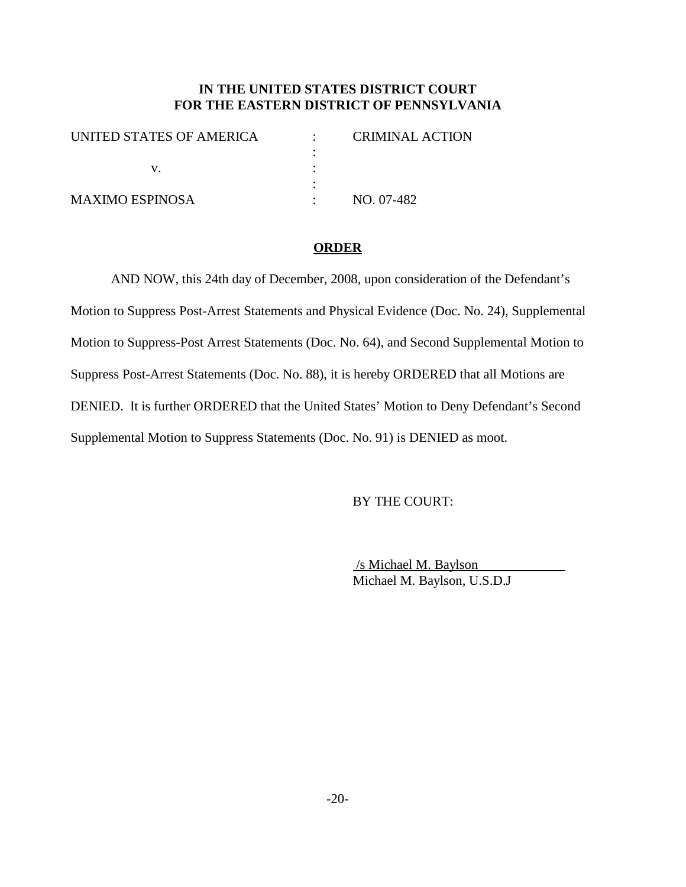**IN THE UNITED STATES DISTRICT COURT**
**FOR THE EASTERN DISTRICT OF PENNSYLVANIA**

| | | |
|---|---|---|
| UNITED STATES OF AMERICA | : | CRIMINAL ACTION |
| | : | |
| v. | : | |
| | : | |
| MAXIMO ESPINOSA | : | NO. 07-482 |

**ORDER**

AND NOW, this 24th day of December, 2008, upon consideration of the Defendant's Motion to Suppress Post-Arrest Statements and Physical Evidence (Doc. No. 24), Supplemental Motion to Suppress-Post Arrest Statements (Doc. No. 64), and Second Supplemental Motion to Suppress Post-Arrest Statements (Doc. No. 88), it is hereby ORDERED that all Motions are DENIED. It is further ORDERED that the United States' Motion to Deny Defendant's Second Supplemental Motion to Suppress Statements (Doc. No. 91) is DENIED as moot.

BY THE COURT:

/s Michael M. Baylson
Michael M. Baylson, U.S.D.J